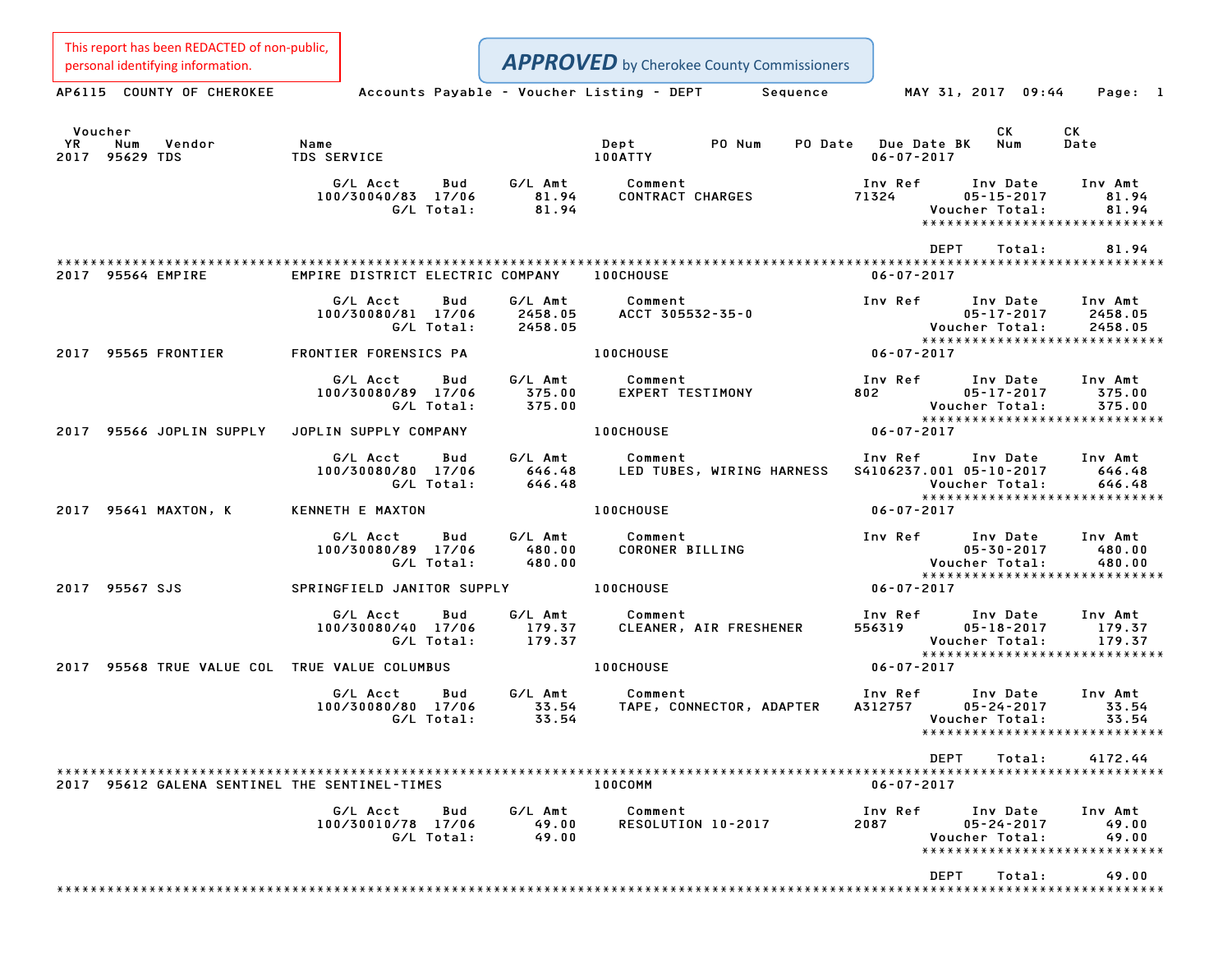This report has been REDACTED of non-public, personal identifying information.

**APPROVED** by Cherokee County Commissioners

AP6115 COUNTY OF CHEROKEE — Accounts Payable - Voucher Listing - DEPT Sequence — MAY 31, 2017 09:44

| Voucher YR | Num | Vendor | Name | Dept | PO Num | PO Date | Due Date BK | CK Num | CK Date |
|---|---|---|---|---|---|---|---|---|---|
| 2017 | 95629 | TDS | TDS SERVICE | 100ATTY | | | 06-07-2017 | | |

| G/L Acct | Bud | G/L Amt | Comment | Inv Ref | Inv Date | Inv Amt |
|---|---|---|---|---|---|---|
| 100/30040/83 | 17/06 | 81.94 | CONTRACT CHARGES | 71324 | 05-15-2017 | 81.94 |
| | G/L Total: | 81.94 | | | Voucher Total: | 81.94 |

DEPT Total: 81.94

| Voucher YR | Num | Vendor | Name | Dept | Due Date |
|---|---|---|---|---|---|
| 2017 | 95564 | EMPIRE | EMPIRE DISTRICT ELECTRIC COMPANY | 100CHOUSE | 06-07-2017 |

| G/L Acct | Bud | G/L Amt | Comment | Inv Ref | Inv Date | Inv Amt |
|---|---|---|---|---|---|---|
| 100/30080/81 | 17/06 | 2458.05 | ACCT 305532-35-0 | | 05-17-2017 | 2458.05 |
| | G/L Total: | 2458.05 | | | Voucher Total: | 2458.05 |

| Voucher YR | Num | Vendor | Name | Dept | Due Date |
|---|---|---|---|---|---|
| 2017 | 95565 | FRONTIER | FRONTIER FORENSICS PA | 100CHOUSE | 06-07-2017 |

| G/L Acct | Bud | G/L Amt | Comment | Inv Ref | Inv Date | Inv Amt |
|---|---|---|---|---|---|---|
| 100/30080/89 | 17/06 | 375.00 | EXPERT TESTIMONY | 802 | 05-17-2017 | 375.00 |
| | G/L Total: | 375.00 | | | Voucher Total: | 375.00 |

| Voucher YR | Num | Vendor | Name | Dept | Due Date |
|---|---|---|---|---|---|
| 2017 | 95566 | JOPLIN SUPPLY | JOPLIN SUPPLY COMPANY | 100CHOUSE | 06-07-2017 |

| G/L Acct | Bud | G/L Amt | Comment | Inv Ref | Inv Date | Inv Amt |
|---|---|---|---|---|---|---|
| 100/30080/80 | 17/06 | 646.48 | LED TUBES, WIRING HARNESS | S4106237.001 | 05-10-2017 | 646.48 |
| | G/L Total: | 646.48 | | | Voucher Total: | 646.48 |

| Voucher YR | Num | Vendor | Name | Dept | Due Date |
|---|---|---|---|---|---|
| 2017 | 95641 | MAXTON, K | KENNETH E MAXTON | 100CHOUSE | 06-07-2017 |

| G/L Acct | Bud | G/L Amt | Comment | Inv Ref | Inv Date | Inv Amt |
|---|---|---|---|---|---|---|
| 100/30080/89 | 17/06 | 480.00 | CORONER BILLING | | 05-30-2017 | 480.00 |
| | G/L Total: | 480.00 | | | Voucher Total: | 480.00 |

| Voucher YR | Num | Vendor | Name | Dept | Due Date |
|---|---|---|---|---|---|
| 2017 | 95567 | SJS | SPRINGFIELD JANITOR SUPPLY | 100CHOUSE | 06-07-2017 |

| G/L Acct | Bud | G/L Amt | Comment | Inv Ref | Inv Date | Inv Amt |
|---|---|---|---|---|---|---|
| 100/30080/40 | 17/06 | 179.37 | CLEANER, AIR FRESHENER | 556319 | 05-18-2017 | 179.37 |
| | G/L Total: | 179.37 | | | Voucher Total: | 179.37 |

| Voucher YR | Num | Vendor | Name | Dept | Due Date |
|---|---|---|---|---|---|
| 2017 | 95568 | TRUE VALUE COL | TRUE VALUE COLUMBUS | 100CHOUSE | 06-07-2017 |

| G/L Acct | Bud | G/L Amt | Comment | Inv Ref | Inv Date | Inv Amt |
|---|---|---|---|---|---|---|
| 100/30080/80 | 17/06 | 33.54 | TAPE, CONNECTOR, ADAPTER | A312757 | 05-24-2017 | 33.54 |
| | G/L Total: | 33.54 | | | Voucher Total: | 33.54 |

DEPT Total: 4172.44

| Voucher YR | Num | Vendor | Name | Dept | Due Date |
|---|---|---|---|---|---|
| 2017 | 95612 | GALENA SENTINEL | THE SENTINEL-TIMES | 100COMM | 06-07-2017 |

| G/L Acct | Bud | G/L Amt | Comment | Inv Ref | Inv Date | Inv Amt |
|---|---|---|---|---|---|---|
| 100/30010/78 | 17/06 | 49.00 | RESOLUTION 10-2017 | 2087 | 05-24-2017 | 49.00 |
| | G/L Total: | 49.00 | | | Voucher Total: | 49.00 |

DEPT Total: 49.00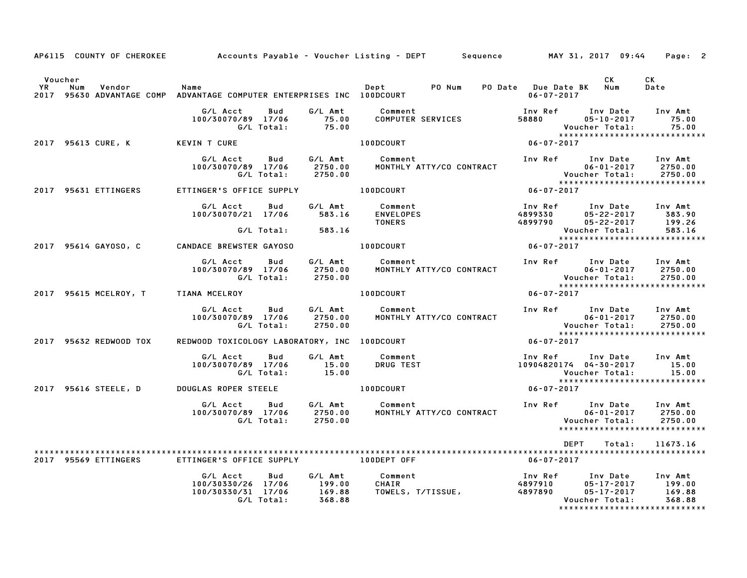AP6115 COUNTY OF CHEROKEE Accounts Payable - Voucher Listing - DEPT Sequence MAY 31, 2017 09:44

| Voucher YR | Num | Vendor | Name | Dept | PO Num | PO Date | Due Date | BK | CK Num | CK Date |
|---|---|---|---|---|---|---|---|---|---|---|
| 2017 | 95630 | ADVANTAGE COMP | ADVANTAGE COMPUTER ENTERPRISES INC | 100DCOURT | | | 06-07-2017 | | | |

| G/L Acct | Bud | G/L Amt | Comment | Inv Ref | Inv Date | Inv Amt |
|---|---|---|---|---|---|---|
| 100/30070/89 | 17/06 | 75.00 | COMPUTER SERVICES | 58880 | 05-10-2017 | 75.00 |
| | G/L Total: | 75.00 | | | Voucher Total: | 75.00 |

****************************

| Voucher YR | Num | Vendor | Name | Dept | Due Date |
|---|---|---|---|---|---|
| 2017 | 95613 | CURE, K | KEVIN T CURE | 100DCOURT | 06-07-2017 |

| G/L Acct | Bud | G/L Amt | Comment | Inv Ref | Inv Date | Inv Amt |
|---|---|---|---|---|---|---|
| 100/30070/89 | 17/06 | 2750.00 | MONTHLY ATTY/CO CONTRACT | | 06-01-2017 | 2750.00 |
| | G/L Total: | 2750.00 | | | Voucher Total: | 2750.00 |

****************************

| Voucher YR | Num | Vendor | Name | Dept | Due Date |
|---|---|---|---|---|---|
| 2017 | 95631 | ETTINGERS | ETTINGER'S OFFICE SUPPLY | 100DCOURT | 06-07-2017 |

| G/L Acct | Bud | G/L Amt | Comment | Inv Ref | Inv Date | Inv Amt |
|---|---|---|---|---|---|---|
| 100/30070/21 | 17/06 | 583.16 | ENVELOPES | 4899330 | 05-22-2017 | 383.90 |
| | | | TONERS | 4899790 | 05-22-2017 | 199.26 |
| | G/L Total: | 583.16 | | | Voucher Total: | 583.16 |

****************************

| Voucher YR | Num | Vendor | Name | Dept | Due Date |
|---|---|---|---|---|---|
| 2017 | 95614 | GAYOSO, C | CANDACE BREWSTER GAYOSO | 100DCOURT | 06-07-2017 |

| G/L Acct | Bud | G/L Amt | Comment | Inv Ref | Inv Date | Inv Amt |
|---|---|---|---|---|---|---|
| 100/30070/89 | 17/06 | 2750.00 | MONTHLY ATTY/CO CONTRACT | | 06-01-2017 | 2750.00 |
| | G/L Total: | 2750.00 | | | Voucher Total: | 2750.00 |

****************************

| Voucher YR | Num | Vendor | Name | Dept | Due Date |
|---|---|---|---|---|---|
| 2017 | 95615 | MCELROY, T | TIANA MCELROY | 100DCOURT | 06-07-2017 |

| G/L Acct | Bud | G/L Amt | Comment | Inv Ref | Inv Date | Inv Amt |
|---|---|---|---|---|---|---|
| 100/30070/89 | 17/06 | 2750.00 | MONTHLY ATTY/CO CONTRACT | | 06-01-2017 | 2750.00 |
| | G/L Total: | 2750.00 | | | Voucher Total: | 2750.00 |

****************************

| Voucher YR | Num | Vendor | Name | Dept | Due Date |
|---|---|---|---|---|---|
| 2017 | 95632 | REDWOOD TOX | REDWOOD TOXICOLOGY LABORATORY, INC | 100DCOURT | 06-07-2017 |

| G/L Acct | Bud | G/L Amt | Comment | Inv Ref | Inv Date | Inv Amt |
|---|---|---|---|---|---|---|
| 100/30070/89 | 17/06 | 15.00 | DRUG TEST | 10904820174 | 04-30-2017 | 15.00 |
| | G/L Total: | 15.00 | | | Voucher Total: | 15.00 |

****************************

| Voucher YR | Num | Vendor | Name | Dept | Due Date |
|---|---|---|---|---|---|
| 2017 | 95616 | STEELE, D | DOUGLAS ROPER STEELE | 100DCOURT | 06-07-2017 |

| G/L Acct | Bud | G/L Amt | Comment | Inv Ref | Inv Date | Inv Amt |
|---|---|---|---|---|---|---|
| 100/30070/89 | 17/06 | 2750.00 | MONTHLY ATTY/CO CONTRACT | | 06-01-2017 | 2750.00 |
| | G/L Total: | 2750.00 | | | Voucher Total: | 2750.00 |

****************************

DEPT Total: 11673.16

****************************

| Voucher YR | Num | Vendor | Name | Dept | Due Date |
|---|---|---|---|---|---|
| 2017 | 95569 | ETTINGERS | ETTINGER'S OFFICE SUPPLY | 100DEPT OFF | 06-07-2017 |

| G/L Acct | Bud | G/L Amt | Comment | Inv Ref | Inv Date | Inv Amt |
|---|---|---|---|---|---|---|
| 100/30330/26 | 17/06 | 199.00 | CHAIR | 4897910 | 05-17-2017 | 199.00 |
| 100/30330/31 | 17/06 | 169.88 | TOWELS, T/TISSUE, | 4897890 | 05-17-2017 | 169.88 |
| | G/L Total: | 368.88 | | | Voucher Total: | 368.88 |

****************************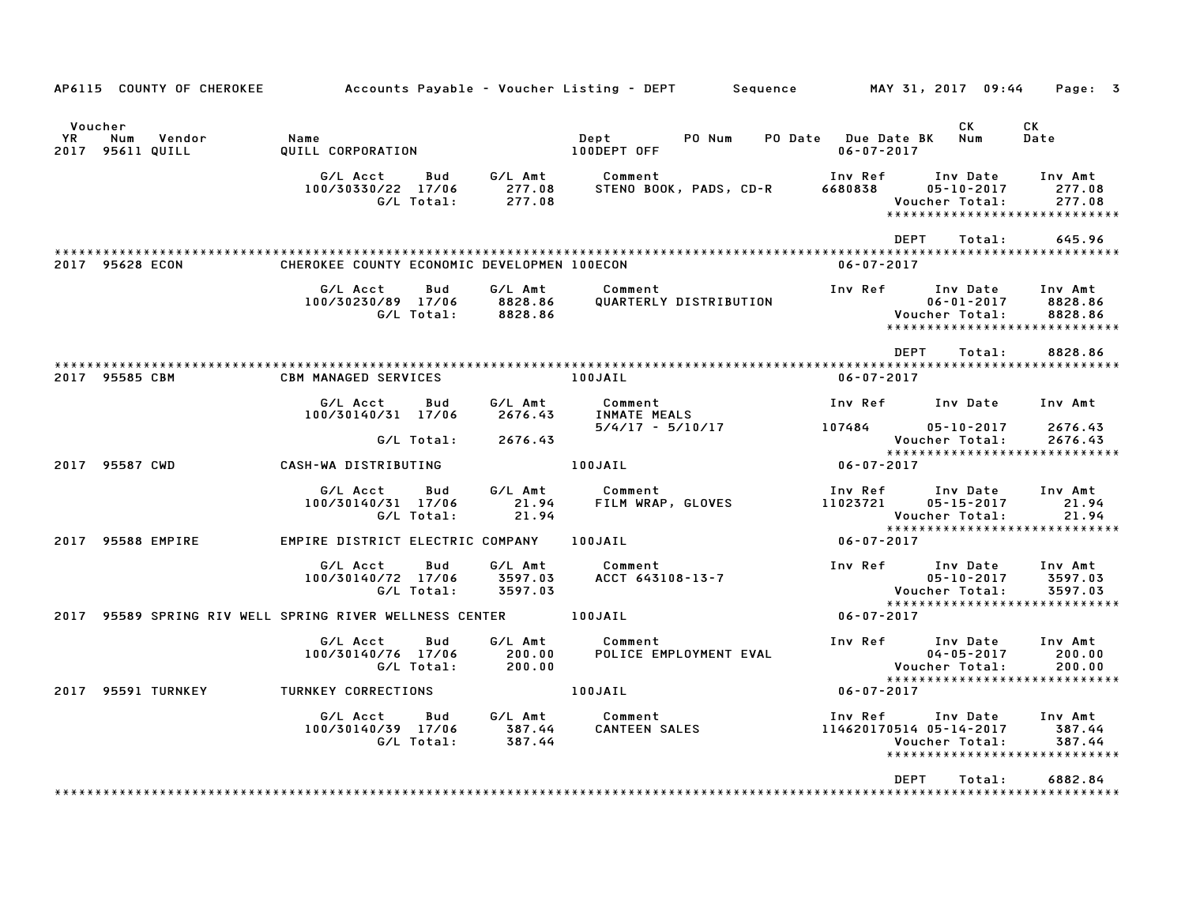AP6115 COUNTY OF CHEROKEE Accounts Payable - Voucher Listing - DEPT Sequence MAY 31, 2017 09:44

| Voucher YR | Num | Vendor | Name | Dept | PO Num | PO Date | Due Date BK | CK Num | CK Date |
|---|---|---|---|---|---|---|---|---|---|
| 2017 | 95611 | QUILL | QUILL CORPORATION | 100DEPT OFF | | | 06-07-2017 | | |

| G/L Acct | Bud | G/L Amt | Comment | Inv Ref | Inv Date | Inv Amt |
|---|---|---|---|---|---|---|
| 100/30330/22 | 17/06 | 277.08 | STENO BOOK, PADS, CD-R | 6680838 | 05-10-2017 | 277.08 |
| | G/L Total: | 277.08 | | | Voucher Total: | 277.08 |

DEPT Total: 645.96

| Voucher YR | Num | Vendor | Name | Dept | PO Num | PO Date | Due Date BK | CK Num | CK Date |
|---|---|---|---|---|---|---|---|---|---|
| 2017 | 95628 | ECON | CHEROKEE COUNTY ECONOMIC DEVELOPMEN | 100ECON | | | 06-07-2017 | | |

| G/L Acct | Bud | G/L Amt | Comment | Inv Ref | Inv Date | Inv Amt |
|---|---|---|---|---|---|---|
| 100/30230/89 | 17/06 | 8828.86 | QUARTERLY DISTRIBUTION | | 06-01-2017 | 8828.86 |
| | G/L Total: | 8828.86 | | | Voucher Total: | 8828.86 |

DEPT Total: 8828.86

| Voucher YR | Num | Vendor | Name | Dept | PO Num | PO Date | Due Date BK | CK Num | CK Date |
|---|---|---|---|---|---|---|---|---|---|
| 2017 | 95585 | CBM | CBM MANAGED SERVICES | 100JAIL | | | 06-07-2017 | | |

| G/L Acct | Bud | G/L Amt | Comment | Inv Ref | Inv Date | Inv Amt |
|---|---|---|---|---|---|---|
| 100/30140/31 | 17/06 | 2676.43 | INMATE MEALS 5/4/17 - 5/10/17 | 107484 | 05-10-2017 | 2676.43 |
| | G/L Total: | 2676.43 | | | Voucher Total: | 2676.43 |

| Voucher YR | Num | Vendor | Name | Dept | PO Num | PO Date | Due Date BK | CK Num | CK Date |
|---|---|---|---|---|---|---|---|---|---|
| 2017 | 95587 | CWD | CASH-WA DISTRIBUTING | 100JAIL | | | 06-07-2017 | | |

| G/L Acct | Bud | G/L Amt | Comment | Inv Ref | Inv Date | Inv Amt |
|---|---|---|---|---|---|---|
| 100/30140/31 | 17/06 | 21.94 | FILM WRAP, GLOVES | 11023721 | 05-15-2017 | 21.94 |
| | G/L Total: | 21.94 | | | Voucher Total: | 21.94 |

| Voucher YR | Num | Vendor | Name | Dept | PO Num | PO Date | Due Date BK | CK Num | CK Date |
|---|---|---|---|---|---|---|---|---|---|
| 2017 | 95588 | EMPIRE | EMPIRE DISTRICT ELECTRIC COMPANY | 100JAIL | | | 06-07-2017 | | |

| G/L Acct | Bud | G/L Amt | Comment | Inv Ref | Inv Date | Inv Amt |
|---|---|---|---|---|---|---|
| 100/30140/72 | 17/06 | 3597.03 | ACCT 643108-13-7 | | 05-10-2017 | 3597.03 |
| | G/L Total: | 3597.03 | | | Voucher Total: | 3597.03 |

| Voucher YR | Num | Vendor | Name | Dept | PO Num | PO Date | Due Date BK | CK Num | CK Date |
|---|---|---|---|---|---|---|---|---|---|
| 2017 | 95589 | SPRING RIV WELL | SPRING RIVER WELLNESS CENTER | 100JAIL | | | 06-07-2017 | | |

| G/L Acct | Bud | G/L Amt | Comment | Inv Ref | Inv Date | Inv Amt |
|---|---|---|---|---|---|---|
| 100/30140/76 | 17/06 | 200.00 | POLICE EMPLOYMENT EVAL | | 04-05-2017 | 200.00 |
| | G/L Total: | 200.00 | | | Voucher Total: | 200.00 |

| Voucher YR | Num | Vendor | Name | Dept | PO Num | PO Date | Due Date BK | CK Num | CK Date |
|---|---|---|---|---|---|---|---|---|---|
| 2017 | 95591 | TURNKEY | TURNKEY CORRECTIONS | 100JAIL | | | 06-07-2017 | | |

| G/L Acct | Bud | G/L Amt | Comment | Inv Ref | Inv Date | Inv Amt |
|---|---|---|---|---|---|---|
| 100/30140/39 | 17/06 | 387.44 | CANTEEN SALES | 114620170514 | 05-14-2017 | 387.44 |
| | G/L Total: | 387.44 | | | Voucher Total: | 387.44 |

DEPT Total: 6882.84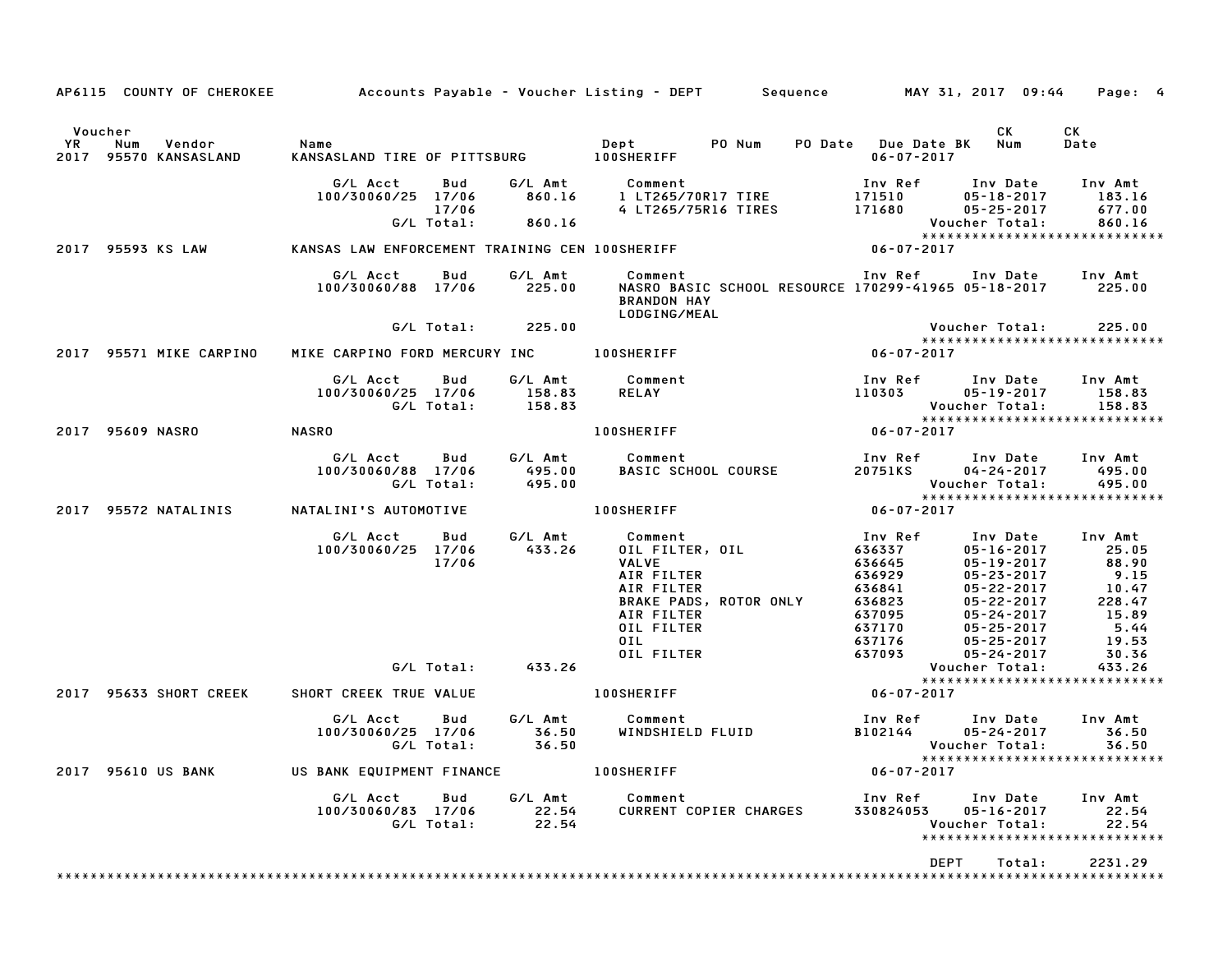AP6115 COUNTY OF CHEROKEE — Accounts Payable - Voucher Listing - DEPT — Sequence — MAY 31, 2017 09:44

| Voucher YR | Num | Vendor | Name | Dept | PO Num | PO Date | Due Date BK | CK Num | CK Date |
|---|---|---|---|---|---|---|---|---|---|
| 2017 | 95570 | KANSASLAND | KANSASLAND TIRE OF PITTSBURG | 100SHERIFF | | | 06-07-2017 | | |

| G/L Acct | Bud | G/L Amt | Comment | Inv Ref | Inv Date | Inv Amt |
|---|---|---|---|---|---|---|
| 100/30060/25 | 17/06 | 860.16 | 1 LT265/70R17 TIRE | 171510 | 05-18-2017 | 183.16 |
| | 17/06 | | 4 LT265/75R16 TIRES | 171680 | 05-25-2017 | 677.00 |
| | G/L Total: | 860.16 | | | Voucher Total: | 860.16 |

| Voucher YR | Num | Vendor | Name | Dept | Due Date |
|---|---|---|---|---|---|
| 2017 | 95593 | KS LAW | KANSAS LAW ENFORCEMENT TRAINING CEN | 100SHERIFF | 06-07-2017 |

| G/L Acct | Bud | G/L Amt | Comment | Inv Ref | Inv Date | Inv Amt |
|---|---|---|---|---|---|---|
| 100/30060/88 | 17/06 | 225.00 | NASRO BASIC SCHOOL RESOURCE BRANDON HAY LODGING/MEAL | 170299-41965 | 05-18-2017 | 225.00 |
| | G/L Total: | 225.00 | | | Voucher Total: | 225.00 |

| Voucher YR | Num | Vendor | Name | Dept | Due Date |
|---|---|---|---|---|---|
| 2017 | 95571 | MIKE CARPINO | MIKE CARPINO FORD MERCURY INC | 100SHERIFF | 06-07-2017 |

| G/L Acct | Bud | G/L Amt | Comment | Inv Ref | Inv Date | Inv Amt |
|---|---|---|---|---|---|---|
| 100/30060/25 | 17/06 | 158.83 | RELAY | 110303 | 05-19-2017 | 158.83 |
| | G/L Total: | 158.83 | | | Voucher Total: | 158.83 |

| Voucher YR | Num | Vendor | Name | Dept | Due Date |
|---|---|---|---|---|---|
| 2017 | 95609 | NASRO | NASRO | 100SHERIFF | 06-07-2017 |

| G/L Acct | Bud | G/L Amt | Comment | Inv Ref | Inv Date | Inv Amt |
|---|---|---|---|---|---|---|
| 100/30060/88 | 17/06 | 495.00 | BASIC SCHOOL COURSE | 20751KS | 04-24-2017 | 495.00 |
| | G/L Total: | 495.00 | | | Voucher Total: | 495.00 |

| Voucher YR | Num | Vendor | Name | Dept | Due Date |
|---|---|---|---|---|---|
| 2017 | 95572 | NATALINIS | NATALINI'S AUTOMOTIVE | 100SHERIFF | 06-07-2017 |

| G/L Acct | Bud | G/L Amt | Comment | Inv Ref | Inv Date | Inv Amt |
|---|---|---|---|---|---|---|
| 100/30060/25 | 17/06 | 433.26 | OIL FILTER, OIL | 636337 | 05-16-2017 | 25.05 |
| | 17/06 | | VALVE | 636645 | 05-19-2017 | 88.90 |
| | | | AIR FILTER | 636929 | 05-23-2017 | 9.15 |
| | | | AIR FILTER | 636841 | 05-22-2017 | 10.47 |
| | | | BRAKE PADS, ROTOR ONLY | 636823 | 05-22-2017 | 228.47 |
| | | | AIR FILTER | 637095 | 05-24-2017 | 15.89 |
| | | | OIL FILTER | 637170 | 05-25-2017 | 5.44 |
| | | | OIL | 637176 | 05-25-2017 | 19.53 |
| | | | OIL FILTER | 637093 | 05-24-2017 | 30.36 |
| | G/L Total: | 433.26 | | | Voucher Total: | 433.26 |

| Voucher YR | Num | Vendor | Name | Dept | Due Date |
|---|---|---|---|---|---|
| 2017 | 95633 | SHORT CREEK | SHORT CREEK TRUE VALUE | 100SHERIFF | 06-07-2017 |

| G/L Acct | Bud | G/L Amt | Comment | Inv Ref | Inv Date | Inv Amt |
|---|---|---|---|---|---|---|
| 100/30060/25 | 17/06 | 36.50 | WINDSHIELD FLUID | B102144 | 05-24-2017 | 36.50 |
| | G/L Total: | 36.50 | | | Voucher Total: | 36.50 |

| Voucher YR | Num | Vendor | Name | Dept | Due Date |
|---|---|---|---|---|---|
| 2017 | 95610 | US BANK | US BANK EQUIPMENT FINANCE | 100SHERIFF | 06-07-2017 |

| G/L Acct | Bud | G/L Amt | Comment | Inv Ref | Inv Date | Inv Amt |
|---|---|---|---|---|---|---|
| 100/30060/83 | 17/06 | 22.54 | CURRENT COPIER CHARGES | 330824053 | 05-16-2017 | 22.54 |
| | G/L Total: | 22.54 | | | Voucher Total: | 22.54 |

DEPT Total: 2231.29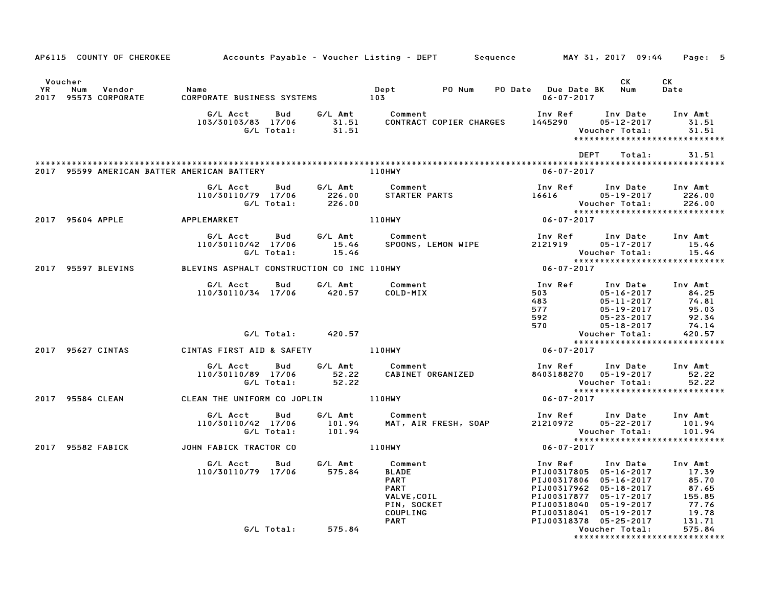AP6115 COUNTY OF CHEROKEE — Accounts Payable - Voucher Listing - DEPT — Sequence — MAY 31, 2017 09:44

| Voucher YR | Num | Vendor | Name | Dept | PO Num | PO Date | Due Date BK | CK Num | CK Date |
|---|---|---|---|---|---|---|---|---|---|
| 2017 | 95573 | CORPORATE | CORPORATE BUSINESS SYSTEMS | 103 | | | 06-07-2017 | | |

| G/L Acct | Bud | G/L Amt | Comment | Inv Ref | Inv Date | Inv Amt |
|---|---|---|---|---|---|---|
| 103/30103/83 | 17/06 | 31.51 | CONTRACT COPIER CHARGES | 1445290 | 05-12-2017 | 31.51 |
| | G/L Total: | 31.51 | | | Voucher Total: | 31.51 |

DEPT Total: 31.51

| Voucher YR | Num | Vendor | Name | Dept | Due Date |
|---|---|---|---|---|---|
| 2017 | 95599 | AMERICAN BATTER | AMERICAN BATTERY | 110HWY | 06-07-2017 |

| G/L Acct | Bud | G/L Amt | Comment | Inv Ref | Inv Date | Inv Amt |
|---|---|---|---|---|---|---|
| 110/30110/79 | 17/06 | 226.00 | STARTER PARTS | 16616 | 05-19-2017 | 226.00 |
| | G/L Total: | 226.00 | | | Voucher Total: | 226.00 |

| Voucher YR | Num | Vendor | Name | Dept | Due Date |
|---|---|---|---|---|---|
| 2017 | 95604 | APPLE | APPLEMARKET | 110HWY | 06-07-2017 |

| G/L Acct | Bud | G/L Amt | Comment | Inv Ref | Inv Date | Inv Amt |
|---|---|---|---|---|---|---|
| 110/30110/42 | 17/06 | 15.46 | SPOONS, LEMON WIPE | 2121919 | 05-17-2017 | 15.46 |
| | G/L Total: | 15.46 | | | Voucher Total: | 15.46 |

| Voucher YR | Num | Vendor | Name | Dept | Due Date |
|---|---|---|---|---|---|
| 2017 | 95597 | BLEVINS | BLEVINS ASPHALT CONSTRUCTION CO INC | 110HWY | 06-07-2017 |

| G/L Acct | Bud | G/L Amt | Comment | Inv Ref | Inv Date | Inv Amt |
|---|---|---|---|---|---|---|
| 110/30110/34 | 17/06 | 420.57 | COLD-MIX | 503 | 05-16-2017 | 84.25 |
| | | | | 483 | 05-11-2017 | 74.81 |
| | | | | 577 | 05-19-2017 | 95.03 |
| | | | | 592 | 05-23-2017 | 92.34 |
| | | | | 570 | 05-18-2017 | 74.14 |
| | G/L Total: | 420.57 | | | Voucher Total: | 420.57 |

| Voucher YR | Num | Vendor | Name | Dept | Due Date |
|---|---|---|---|---|---|
| 2017 | 95627 | CINTAS | CINTAS FIRST AID & SAFETY | 110HWY | 06-07-2017 |

| G/L Acct | Bud | G/L Amt | Comment | Inv Ref | Inv Date | Inv Amt |
|---|---|---|---|---|---|---|
| 110/30110/89 | 17/06 | 52.22 | CABINET ORGANIZED | 8403188270 | 05-19-2017 | 52.22 |
| | G/L Total: | 52.22 | | | Voucher Total: | 52.22 |

| Voucher YR | Num | Vendor | Name | Dept | Due Date |
|---|---|---|---|---|---|
| 2017 | 95584 | CLEAN | CLEAN THE UNIFORM CO JOPLIN | 110HWY | 06-07-2017 |

| G/L Acct | Bud | G/L Amt | Comment | Inv Ref | Inv Date | Inv Amt |
|---|---|---|---|---|---|---|
| 110/30110/42 | 17/06 | 101.94 | MAT, AIR FRESH, SOAP | 21210972 | 05-22-2017 | 101.94 |
| | G/L Total: | 101.94 | | | Voucher Total: | 101.94 |

| Voucher YR | Num | Vendor | Name | Dept | Due Date |
|---|---|---|---|---|---|
| 2017 | 95582 | FABICK | JOHN FABICK TRACTOR CO | 110HWY | 06-07-2017 |

| G/L Acct | Bud | G/L Amt | Comment | Inv Ref | Inv Date | Inv Amt |
|---|---|---|---|---|---|---|
| 110/30110/79 | 17/06 | 575.84 | BLADE | PIJ00317805 | 05-16-2017 | 17.39 |
| | | | PART | PIJ00317806 | 05-16-2017 | 85.70 |
| | | | PART | PIJ00317962 | 05-18-2017 | 87.65 |
| | | | VALVE,COIL | PIJ00317877 | 05-17-2017 | 155.85 |
| | | | PIN, SOCKET | PIJ00318040 | 05-19-2017 | 77.76 |
| | | | COUPLING | PIJ00318041 | 05-19-2017 | 19.78 |
| | | | PART | PIJ00318378 | 05-25-2017 | 131.71 |
| | G/L Total: | 575.84 | | | Voucher Total: | 575.84 |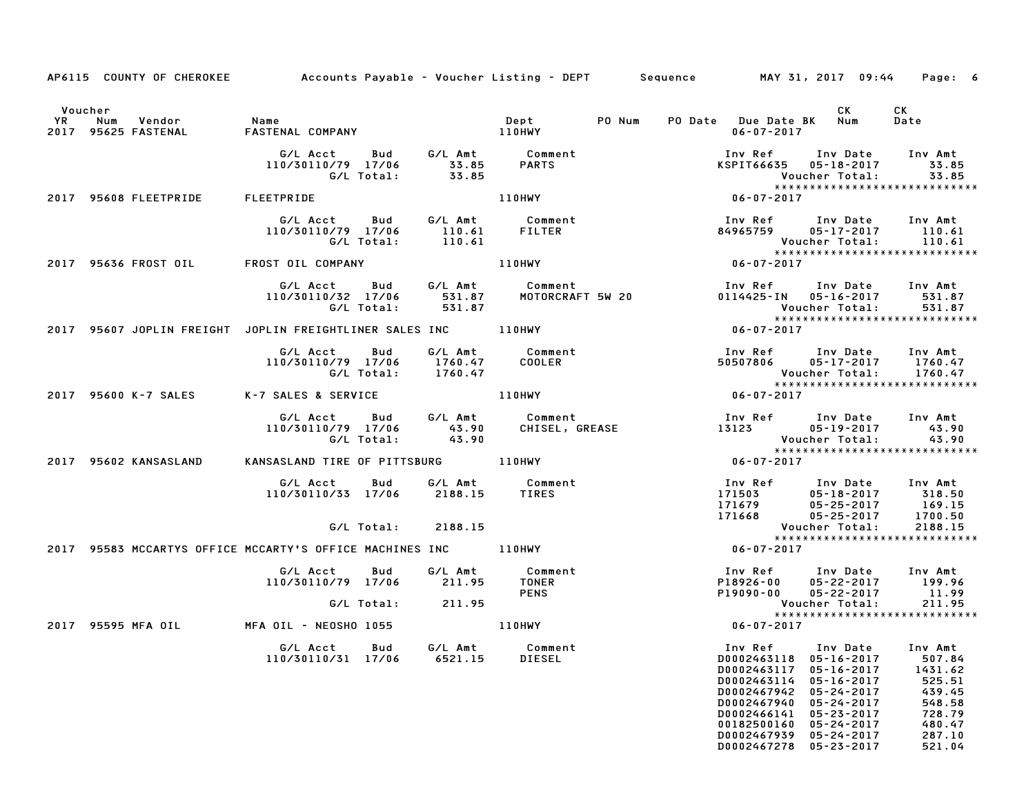AP6115 COUNTY OF CHEROKEE — Accounts Payable - Voucher Listing - DEPT — Sequence — MAY 31, 2017 09:44

| Voucher YR | Num | Vendor | Name | Dept | PO Num | PO Date | Due Date BK | CK Num | CK Date |
|---|---|---|---|---|---|---|---|---|---|
| 2017 | 95625 | FASTENAL | FASTENAL COMPANY | 110HWY | | | 06-07-2017 | | |

| G/L Acct | Bud | G/L Amt | Comment | Inv Ref | Inv Date | Inv Amt |
|---|---|---|---|---|---|---|
| 110/30110/79 | 17/06 | 33.85 | PARTS | KSPIT66635 | 05-18-2017 | 33.85 |
| | G/L Total: | 33.85 | | | Voucher Total: | 33.85 |

| Voucher YR | Num | Vendor | Name | Dept | PO Num | PO Date | Due Date BK | CK Num | CK Date |
|---|---|---|---|---|---|---|---|---|---|
| 2017 | 95608 | FLEETPRIDE | FLEETPRIDE | 110HWY | | | 06-07-2017 | | |

| G/L Acct | Bud | G/L Amt | Comment | Inv Ref | Inv Date | Inv Amt |
|---|---|---|---|---|---|---|
| 110/30110/79 | 17/06 | 110.61 | FILTER | 84965759 | 05-17-2017 | 110.61 |
| | G/L Total: | 110.61 | | | Voucher Total: | 110.61 |

| Voucher YR | Num | Vendor | Name | Dept | PO Num | PO Date | Due Date BK | CK Num | CK Date |
|---|---|---|---|---|---|---|---|---|---|
| 2017 | 95636 | FROST OIL | FROST OIL COMPANY | 110HWY | | | 06-07-2017 | | |

| G/L Acct | Bud | G/L Amt | Comment | Inv Ref | Inv Date | Inv Amt |
|---|---|---|---|---|---|---|
| 110/30110/32 | 17/06 | 531.87 | MOTORCRAFT 5W 20 | 0114425-IN | 05-16-2017 | 531.87 |
| | G/L Total: | 531.87 | | | Voucher Total: | 531.87 |

| Voucher YR | Num | Vendor | Name | Dept | PO Num | PO Date | Due Date BK | CK Num | CK Date |
|---|---|---|---|---|---|---|---|---|---|
| 2017 | 95607 | JOPLIN FREIGHT | JOPLIN FREIGHTLINER SALES INC | 110HWY | | | 06-07-2017 | | |

| G/L Acct | Bud | G/L Amt | Comment | Inv Ref | Inv Date | Inv Amt |
|---|---|---|---|---|---|---|
| 110/30110/79 | 17/06 | 1760.47 | COOLER | 50507806 | 05-17-2017 | 1760.47 |
| | G/L Total: | 1760.47 | | | Voucher Total: | 1760.47 |

| Voucher YR | Num | Vendor | Name | Dept | PO Num | PO Date | Due Date BK | CK Num | CK Date |
|---|---|---|---|---|---|---|---|---|---|
| 2017 | 95600 | K-7 SALES | K-7 SALES & SERVICE | 110HWY | | | 06-07-2017 | | |

| G/L Acct | Bud | G/L Amt | Comment | Inv Ref | Inv Date | Inv Amt |
|---|---|---|---|---|---|---|
| 110/30110/79 | 17/06 | 43.90 | CHISEL, GREASE | 13123 | 05-19-2017 | 43.90 |
| | G/L Total: | 43.90 | | | Voucher Total: | 43.90 |

| Voucher YR | Num | Vendor | Name | Dept | PO Num | PO Date | Due Date BK | CK Num | CK Date |
|---|---|---|---|---|---|---|---|---|---|
| 2017 | 95602 | KANSASLAND | KANSASLAND TIRE OF PITTSBURG | 110HWY | | | 06-07-2017 | | |

| G/L Acct | Bud | G/L Amt | Comment | Inv Ref | Inv Date | Inv Amt |
|---|---|---|---|---|---|---|
| 110/30110/33 | 17/06 | 2188.15 | TIRES | 171503 | 05-18-2017 | 318.50 |
| | | | | 171679 | 05-25-2017 | 169.15 |
| | | | | 171668 | 05-25-2017 | 1700.50 |
| | G/L Total: | 2188.15 | | | Voucher Total: | 2188.15 |

| Voucher YR | Num | Vendor | Name | Dept | PO Num | PO Date | Due Date BK | CK Num | CK Date |
|---|---|---|---|---|---|---|---|---|---|
| 2017 | 95583 | MCCARTYS OFFICE | MCCARTY'S OFFICE MACHINES INC | 110HWY | | | 06-07-2017 | | |

| G/L Acct | Bud | G/L Amt | Comment | Inv Ref | Inv Date | Inv Amt |
|---|---|---|---|---|---|---|
| 110/30110/79 | 17/06 | 211.95 | TONER | P18926-00 | 05-22-2017 | 199.96 |
| | | | PENS | P19090-00 | 05-22-2017 | 11.99 |
| | G/L Total: | 211.95 | | | Voucher Total: | 211.95 |

| Voucher YR | Num | Vendor | Name | Dept | PO Num | PO Date | Due Date BK | CK Num | CK Date |
|---|---|---|---|---|---|---|---|---|---|
| 2017 | 95595 | MFA OIL | MFA OIL - NEOSHO 1055 | 110HWY | | | 06-07-2017 | | |

| G/L Acct | Bud | G/L Amt | Comment | Inv Ref | Inv Date | Inv Amt |
|---|---|---|---|---|---|---|
| 110/30110/31 | 17/06 | 6521.15 | DIESEL | D0002463118 | 05-16-2017 | 507.84 |
| | | | | D0002463117 | 05-16-2017 | 1431.62 |
| | | | | D0002463114 | 05-16-2017 | 525.51 |
| | | | | D0002467942 | 05-24-2017 | 439.45 |
| | | | | D0002467940 | 05-24-2017 | 548.58 |
| | | | | D0002466141 | 05-23-2017 | 728.79 |
| | | | | 00182500160 | 05-24-2017 | 480.47 |
| | | | | D0002467939 | 05-24-2017 | 287.10 |
| | | | | D0002467278 | 05-23-2017 | 521.04 |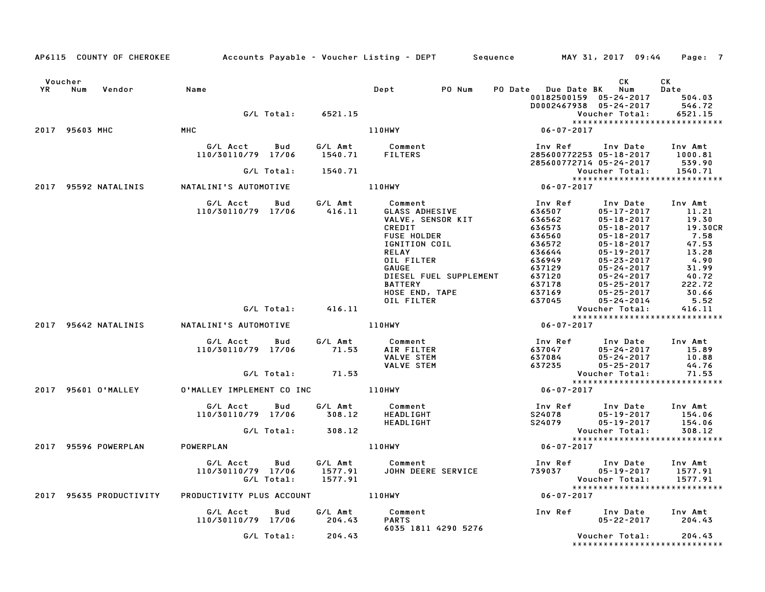AP6115 COUNTY OF CHEROKEE Accounts Payable - Voucher Listing - DEPT Sequence MAY 31, 2017 09:44

| Voucher YR | Num | Vendor | Name | Dept | PO Num | PO Date | Due Date BK | CK Num | CK Date |
|---|---|---|---|---|---|---|---|---|---|
| | | | | | | | 00182500159 05-24-2017 | | 504.03 |
| | | | | | | | D0002467938 05-24-2017 | | 546.72 |
| | | | G/L Total: 6521.15 | | | | Voucher Total: | | 6521.15 |

*****************************

**2017 95603 MHC — MHC — 110HWY — 06-07-2017**

| G/L Acct | Bud | G/L Amt | Comment | Inv Ref | Inv Date | Inv Amt |
|---|---|---|---|---|---|---|
| 110/30110/79 | 17/06 | 1540.71 | FILTERS | 285600772253 | 05-18-2017 | 1000.81 |
| | | | | 285600772714 | 05-24-2017 | 539.90 |
| G/L Total: | | 1540.71 | | Voucher Total: | | 1540.71 |

*****************************

**2017 95592 NATALINIS — NATALINI'S AUTOMOTIVE — 110HWY — 06-07-2017**

| G/L Acct | Bud | G/L Amt | Comment | Inv Ref | Inv Date | Inv Amt |
|---|---|---|---|---|---|---|
| 110/30110/79 | 17/06 | 416.11 | GLASS ADHESIVE | 636507 | 05-17-2017 | 11.21 |
| | | | VALVE, SENSOR KIT | 636562 | 05-18-2017 | 19.30 |
| | | | CREDIT | 636573 | 05-18-2017 | 19.30CR |
| | | | FUSE HOLDER | 636560 | 05-18-2017 | 7.58 |
| | | | IGNITION COIL | 636572 | 05-18-2017 | 47.53 |
| | | | RELAY | 636644 | 05-19-2017 | 13.28 |
| | | | OIL FILTER | 636949 | 05-23-2017 | 4.90 |
| | | | GAUGE | 637129 | 05-24-2017 | 31.99 |
| | | | DIESEL FUEL SUPPLEMENT | 637120 | 05-24-2017 | 40.72 |
| | | | BATTERY | 637178 | 05-25-2017 | 222.72 |
| | | | HOSE END, TAPE | 637169 | 05-25-2017 | 30.66 |
| | | | OIL FILTER | 637045 | 05-24-2014 | 5.52 |
| G/L Total: | | 416.11 | | Voucher Total: | | 416.11 |

*****************************

**2017 95642 NATALINIS — NATALINI'S AUTOMOTIVE — 110HWY — 06-07-2017**

| G/L Acct | Bud | G/L Amt | Comment | Inv Ref | Inv Date | Inv Amt |
|---|---|---|---|---|---|---|
| 110/30110/79 | 17/06 | 71.53 | AIR FILTER | 637047 | 05-24-2017 | 15.89 |
| | | | VALVE STEM | 637084 | 05-24-2017 | 10.88 |
| | | | VALVE STEM | 637235 | 05-25-2017 | 44.76 |
| G/L Total: | | 71.53 | | Voucher Total: | | 71.53 |

*****************************

**2017 95601 O'MALLEY — O'MALLEY IMPLEMENT CO INC — 110HWY — 06-07-2017**

| G/L Acct | Bud | G/L Amt | Comment | Inv Ref | Inv Date | Inv Amt |
|---|---|---|---|---|---|---|
| 110/30110/79 | 17/06 | 308.12 | HEADLIGHT | S24078 | 05-19-2017 | 154.06 |
| | | | HEADLIGHT | S24079 | 05-19-2017 | 154.06 |
| G/L Total: | | 308.12 | | Voucher Total: | | 308.12 |

*****************************

**2017 95596 POWERPLAN — POWERPLAN — 110HWY — 06-07-2017**

| G/L Acct | Bud | G/L Amt | Comment | Inv Ref | Inv Date | Inv Amt |
|---|---|---|---|---|---|---|
| 110/30110/79 | 17/06 | 1577.91 | JOHN DEERE SERVICE | 739037 | 05-19-2017 | 1577.91 |
| G/L Total: | | 1577.91 | | Voucher Total: | | 1577.91 |

*****************************

**2017 95635 PRODUCTIVITY — PRODUCTIVITY PLUS ACCOUNT — 110HWY — 06-07-2017**

| G/L Acct | Bud | G/L Amt | Comment | Inv Ref | Inv Date | Inv Amt |
|---|---|---|---|---|---|---|
| 110/30110/79 | 17/06 | 204.43 | PARTS | | 05-22-2017 | 204.43 |
| | | | 6035 1811 4290 5276 | | | |
| G/L Total: | | 204.43 | | Voucher Total: | | 204.43 |

*****************************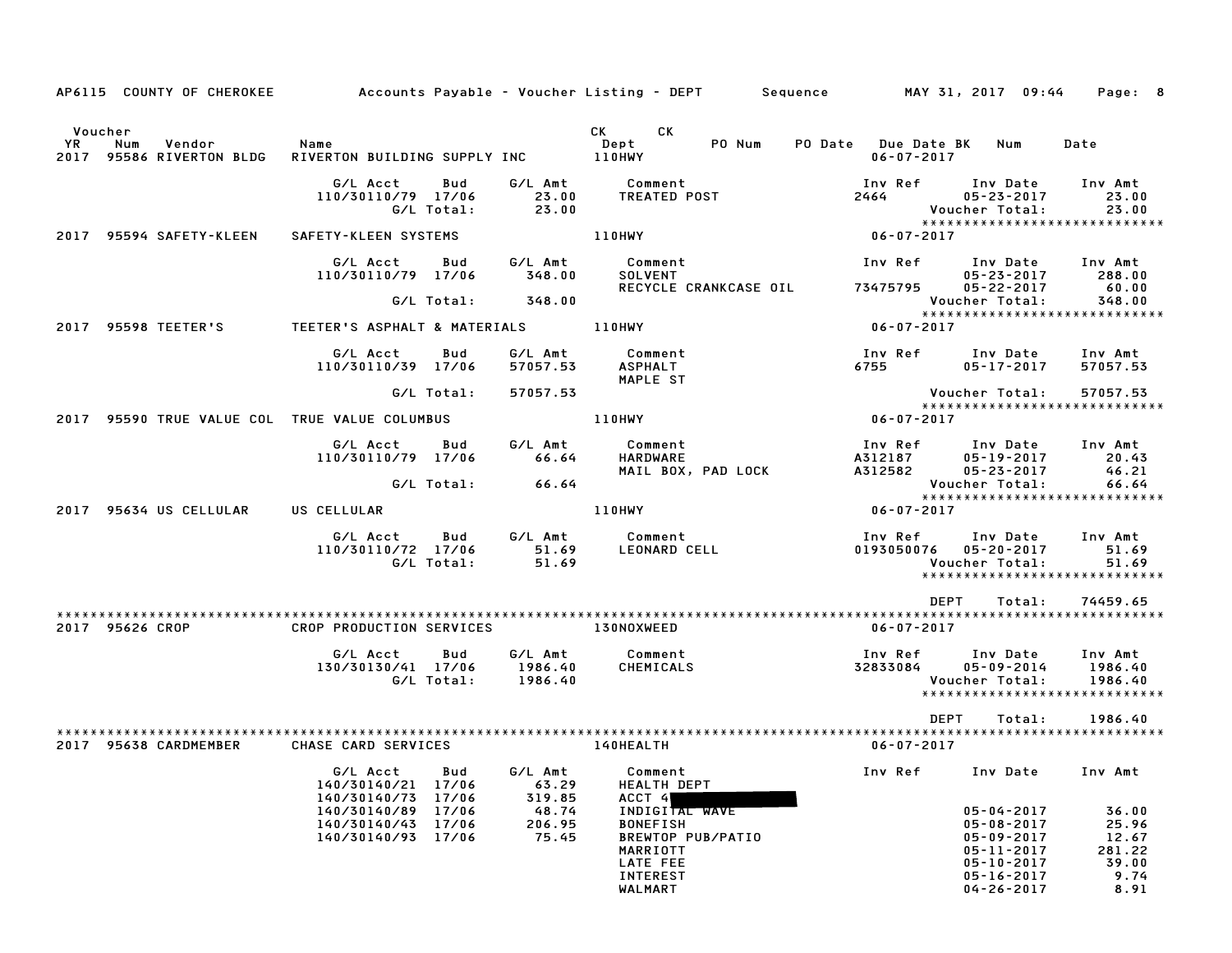AP6115 COUNTY OF CHEROKEE Accounts Payable - Voucher Listing - DEPT Sequence MAY 31, 2017 09:44

| Voucher YR | Num | Vendor | Name | CK Dept | CK | PO Num | PO Date | Due Date BK | Num | Date |
|---|---|---|---|---|---|---|---|---|---|---|
| 2017 | 95586 | RIVERTON BLDG | RIVERTON BUILDING SUPPLY INC | 110HWY | | | | 06-07-2017 | | |

| G/L Acct | Bud | G/L Amt | Comment | Inv Ref | Inv Date | Inv Amt |
|---|---|---|---|---|---|---|
| 110/30110/79 | 17/06 | 23.00 | TREATED POST | 2464 | 05-23-2017 | 23.00 |
| | G/L Total: | 23.00 | | | Voucher Total: | 23.00 |

*****************************

2017 95594 SAFETY-KLEEN SAFETY-KLEEN SYSTEMS 110HWY 06-07-2017

| G/L Acct | Bud | G/L Amt | Comment | Inv Ref | Inv Date | Inv Amt |
|---|---|---|---|---|---|---|
| 110/30110/79 | 17/06 | 348.00 | SOLVENT | | 05-23-2017 | 288.00 |
| | | | RECYCLE CRANKCASE OIL | 73475795 | 05-22-2017 | 60.00 |
| | G/L Total: | 348.00 | | | Voucher Total: | 348.00 |

*****************************

2017 95598 TEETER'S TEETER'S ASPHALT & MATERIALS 110HWY 06-07-2017

| G/L Acct | Bud | G/L Amt | Comment | Inv Ref | Inv Date | Inv Amt |
|---|---|---|---|---|---|---|
| 110/30110/39 | 17/06 | 57057.53 | ASPHALT | 6755 | 05-17-2017 | 57057.53 |
| | | | MAPLE ST | | | |
| | G/L Total: | 57057.53 | | | Voucher Total: | 57057.53 |

*****************************

2017 95590 TRUE VALUE COL TRUE VALUE COLUMBUS 110HWY 06-07-2017

| G/L Acct | Bud | G/L Amt | Comment | Inv Ref | Inv Date | Inv Amt |
|---|---|---|---|---|---|---|
| 110/30110/79 | 17/06 | 66.64 | HARDWARE | A312187 | 05-19-2017 | 20.43 |
| | | | MAIL BOX, PAD LOCK | A312582 | 05-23-2017 | 46.21 |
| | G/L Total: | 66.64 | | | Voucher Total: | 66.64 |

*****************************

2017 95634 US CELLULAR US CELLULAR 110HWY 06-07-2017

| G/L Acct | Bud | G/L Amt | Comment | Inv Ref | Inv Date | Inv Amt |
|---|---|---|---|---|---|---|
| 110/30110/72 | 17/06 | 51.69 | LEONARD CELL | 0193050076 | 05-20-2017 | 51.69 |
| | G/L Total: | 51.69 | | | Voucher Total: | 51.69 |

*****************************

DEPT Total: 74459.65

*****************************

2017 95626 CROP CROP PRODUCTION SERVICES 130NOXWEED 06-07-2017

| G/L Acct | Bud | G/L Amt | Comment | Inv Ref | Inv Date | Inv Amt |
|---|---|---|---|---|---|---|
| 130/30130/41 | 17/06 | 1986.40 | CHEMICALS | 32833084 | 05-09-2014 | 1986.40 |
| | G/L Total: | 1986.40 | | | Voucher Total: | 1986.40 |

*****************************

DEPT Total: 1986.40

*****************************

2017 95638 CARDMEMBER CHASE CARD SERVICES 140HEALTH 06-07-2017

| G/L Acct | Bud | G/L Amt | Comment | Inv Ref | Inv Date | Inv Amt |
|---|---|---|---|---|---|---|
| 140/30140/21 | 17/06 | 63.29 | HEALTH DEPT | | | |
| 140/30140/73 | 17/06 | 319.85 | ACCT 4 | | | |
| 140/30140/89 | 17/06 | 48.74 | INDIGITAL WAVE | | 05-04-2017 | 36.00 |
| 140/30140/43 | 17/06 | 206.95 | BONEFISH | | 05-08-2017 | 25.96 |
| 140/30140/93 | 17/06 | 75.45 | BREWTOP PUB/PATIO | | 05-09-2017 | 12.67 |
| | | | MARRIOTT | | 05-11-2017 | 281.22 |
| | | | LATE FEE | | 05-10-2017 | 39.00 |
| | | | INTEREST | | 05-16-2017 | 9.74 |
| | | | WALMART | | 04-26-2017 | 8.91 |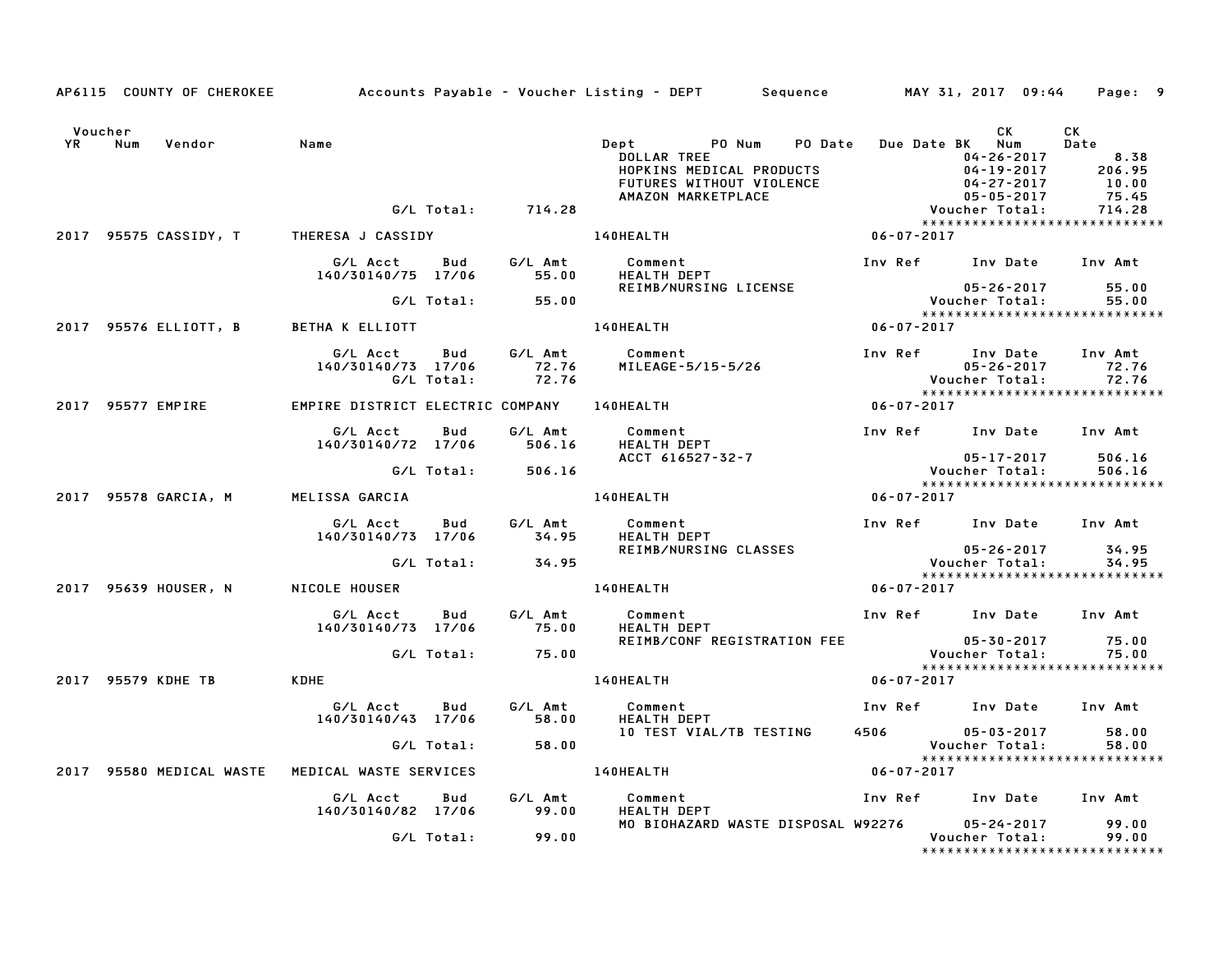AP6115 COUNTY OF CHEROKEE   Accounts Payable - Voucher Listing - DEPT   Sequence   MAY 31, 2017 09:44

| Voucher YR | Num | Vendor | Name | Dept | PO Num | PO Date | Due Date BK | CK Num | CK Date |
|---|---|---|---|---|---|---|---|---|---|

| | | | |
|---|---|---|---|
| | DOLLAR TREE | 04-26-2017 | 8.38 |
| | HOPKINS MEDICAL PRODUCTS | 04-19-2017 | 206.95 |
| | FUTURES WITHOUT VIOLENCE | 04-27-2017 | 10.00 |
| | AMAZON MARKETPLACE | 05-05-2017 | 75.45 |
| G/L Total: 714.28 | | Voucher Total: | 714.28 |

******************************

**2017 95575 CASSIDY, T — THERESA J CASSIDY — 140HEALTH — 06-07-2017**

| G/L Acct | Bud | G/L Amt | Comment | Inv Ref | Inv Date | Inv Amt |
|---|---|---|---|---|---|---|
| 140/30140/75 | 17/06 | 55.00 | HEALTH DEPT REIMB/NURSING LICENSE | | 05-26-2017 | 55.00 |
| | G/L Total: | 55.00 | | | Voucher Total: | 55.00 |

******************************

**2017 95576 ELLIOTT, B — BETHA K ELLIOTT — 140HEALTH — 06-07-2017**

| G/L Acct | Bud | G/L Amt | Comment | Inv Ref | Inv Date | Inv Amt |
|---|---|---|---|---|---|---|
| 140/30140/73 | 17/06 | 72.76 | MILEAGE-5/15-5/26 | | 05-26-2017 | 72.76 |
| | G/L Total: | 72.76 | | | Voucher Total: | 72.76 |

******************************

**2017 95577 EMPIRE — EMPIRE DISTRICT ELECTRIC COMPANY — 140HEALTH — 06-07-2017**

| G/L Acct | Bud | G/L Amt | Comment | Inv Ref | Inv Date | Inv Amt |
|---|---|---|---|---|---|---|
| 140/30140/72 | 17/06 | 506.16 | HEALTH DEPT ACCT 616527-32-7 | | 05-17-2017 | 506.16 |
| | G/L Total: | 506.16 | | | Voucher Total: | 506.16 |

******************************

**2017 95578 GARCIA, M — MELISSA GARCIA — 140HEALTH — 06-07-2017**

| G/L Acct | Bud | G/L Amt | Comment | Inv Ref | Inv Date | Inv Amt |
|---|---|---|---|---|---|---|
| 140/30140/73 | 17/06 | 34.95 | HEALTH DEPT REIMB/NURSING CLASSES | | 05-26-2017 | 34.95 |
| | G/L Total: | 34.95 | | | Voucher Total: | 34.95 |

******************************

**2017 95639 HOUSER, N — NICOLE HOUSER — 140HEALTH — 06-07-2017**

| G/L Acct | Bud | G/L Amt | Comment | Inv Ref | Inv Date | Inv Amt |
|---|---|---|---|---|---|---|
| 140/30140/73 | 17/06 | 75.00 | HEALTH DEPT REIMB/CONF REGISTRATION FEE | | 05-30-2017 | 75.00 |
| | G/L Total: | 75.00 | | | Voucher Total: | 75.00 |

******************************

**2017 95579 KDHE TB — KDHE — 140HEALTH — 06-07-2017**

| G/L Acct | Bud | G/L Amt | Comment | Inv Ref | Inv Date | Inv Amt |
|---|---|---|---|---|---|---|
| 140/30140/43 | 17/06 | 58.00 | HEALTH DEPT 10 TEST VIAL/TB TESTING | 4506 | 05-03-2017 | 58.00 |
| | G/L Total: | 58.00 | | | Voucher Total: | 58.00 |

******************************

**2017 95580 MEDICAL WASTE — MEDICAL WASTE SERVICES — 140HEALTH — 06-07-2017**

| G/L Acct | Bud | G/L Amt | Comment | Inv Ref | Inv Date | Inv Amt |
|---|---|---|---|---|---|---|
| 140/30140/82 | 17/06 | 99.00 | HEALTH DEPT MO BIOHAZARD WASTE DISPOSAL | W92276 | 05-24-2017 | 99.00 |
| | G/L Total: | 99.00 | | | Voucher Total: | 99.00 |

******************************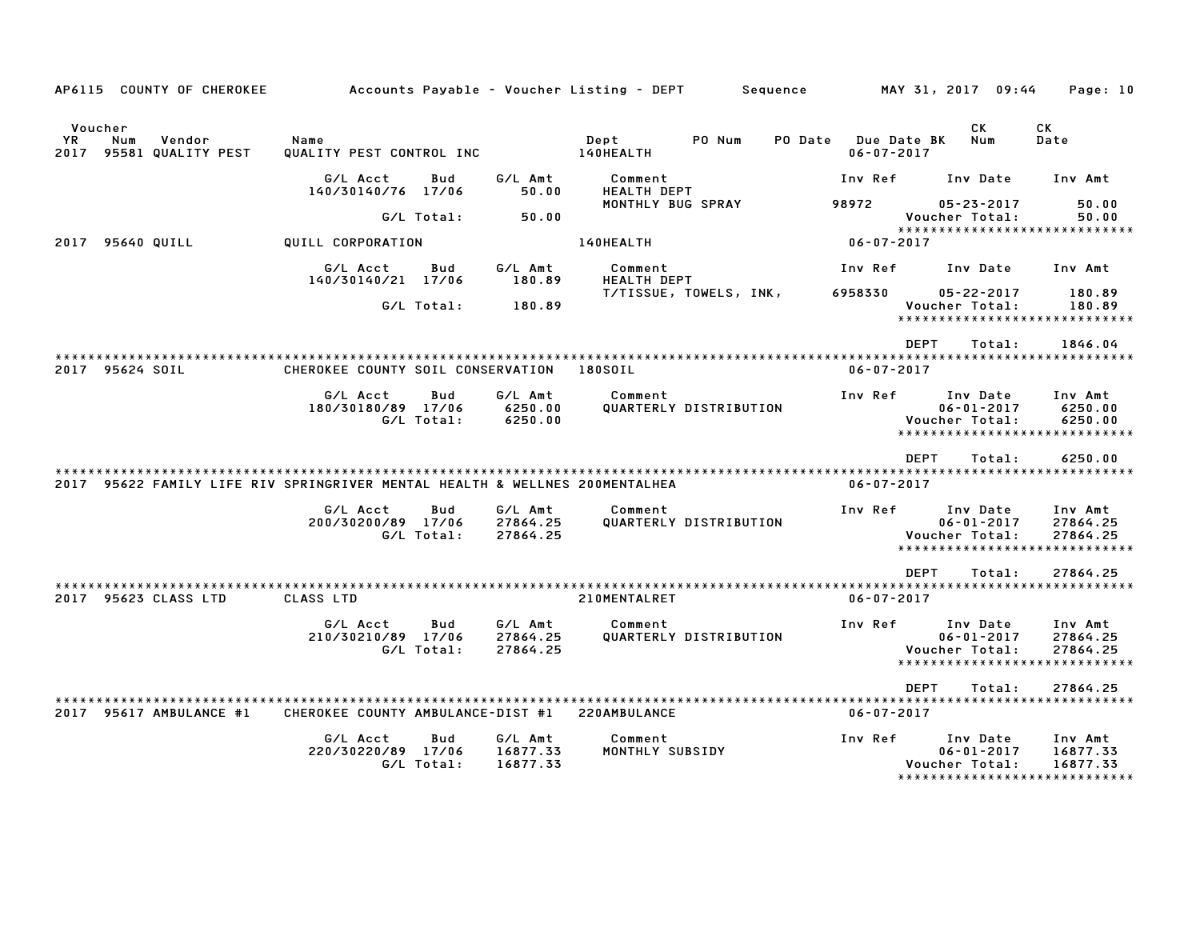AP6115 COUNTY OF CHEROKEE Accounts Payable - Voucher Listing - DEPT Sequence MAY 31, 2017 09:44

| Voucher YR | Num | Vendor | Name | Dept | PO Num | PO Date | Due Date BK | CK Num | CK Date |
|---|---|---|---|---|---|---|---|---|---|
| 2017 | 95581 | QUALITY PEST | QUALITY PEST CONTROL INC | 140HEALTH | | | 06-07-2017 | | |

| G/L Acct | Bud | G/L Amt | Comment | Inv Ref | Inv Date | Inv Amt |
|---|---|---|---|---|---|---|
| 140/30140/76 | 17/06 | 50.00 | HEALTH DEPT | | | |
| | | | MONTHLY BUG SPRAY | 98972 | 05-23-2017 | 50.00 |
| | G/L Total: | 50.00 | | | Voucher Total: | 50.00 |

****************************

| Voucher YR | Num | Vendor | Name | Dept | PO Num | PO Date | Due Date BK | CK Num | CK Date |
|---|---|---|---|---|---|---|---|---|---|
| 2017 | 95640 | QUILL | QUILL CORPORATION | 140HEALTH | | | 06-07-2017 | | |

| G/L Acct | Bud | G/L Amt | Comment | Inv Ref | Inv Date | Inv Amt |
|---|---|---|---|---|---|---|
| 140/30140/21 | 17/06 | 180.89 | HEALTH DEPT | | | |
| | | | T/TISSUE, TOWELS, INK, | 6958330 | 05-22-2017 | 180.89 |
| | G/L Total: | 180.89 | | | Voucher Total: | 180.89 |

****************************

DEPT Total: 1846.04

****************************

| Voucher YR | Num | Vendor | Name | Dept | PO Num | PO Date | Due Date BK | CK Num | CK Date |
|---|---|---|---|---|---|---|---|---|---|
| 2017 | 95624 | SOIL | CHEROKEE COUNTY SOIL CONSERVATION | 180SOIL | | | 06-07-2017 | | |

| G/L Acct | Bud | G/L Amt | Comment | Inv Ref | Inv Date | Inv Amt |
|---|---|---|---|---|---|---|
| 180/30180/89 | 17/06 | 6250.00 | QUARTERLY DISTRIBUTION | | 06-01-2017 | 6250.00 |
| | G/L Total: | 6250.00 | | | Voucher Total: | 6250.00 |

****************************

DEPT Total: 6250.00

****************************

| Voucher YR | Num | Vendor | Name | Dept | PO Num | PO Date | Due Date BK | CK Num | CK Date |
|---|---|---|---|---|---|---|---|---|---|
| 2017 | 95622 | FAMILY LIFE RIV | SPRINGRIVER MENTAL HEALTH & WELLNES | 200MENTALHEA | | | 06-07-2017 | | |

| G/L Acct | Bud | G/L Amt | Comment | Inv Ref | Inv Date | Inv Amt |
|---|---|---|---|---|---|---|
| 200/30200/89 | 17/06 | 27864.25 | QUARTERLY DISTRIBUTION | | 06-01-2017 | 27864.25 |
| | G/L Total: | 27864.25 | | | Voucher Total: | 27864.25 |

****************************

DEPT Total: 27864.25

****************************

| Voucher YR | Num | Vendor | Name | Dept | PO Num | PO Date | Due Date BK | CK Num | CK Date |
|---|---|---|---|---|---|---|---|---|---|
| 2017 | 95623 | CLASS LTD | CLASS LTD | 210MENTALRET | | | 06-07-2017 | | |

| G/L Acct | Bud | G/L Amt | Comment | Inv Ref | Inv Date | Inv Amt |
|---|---|---|---|---|---|---|
| 210/30210/89 | 17/06 | 27864.25 | QUARTERLY DISTRIBUTION | | 06-01-2017 | 27864.25 |
| | G/L Total: | 27864.25 | | | Voucher Total: | 27864.25 |

****************************

DEPT Total: 27864.25

****************************

| Voucher YR | Num | Vendor | Name | Dept | PO Num | PO Date | Due Date BK | CK Num | CK Date |
|---|---|---|---|---|---|---|---|---|---|
| 2017 | 95617 | AMBULANCE #1 | CHEROKEE COUNTY AMBULANCE-DIST #1 | 220AMBULANCE | | | 06-07-2017 | | |

| G/L Acct | Bud | G/L Amt | Comment | Inv Ref | Inv Date | Inv Amt |
|---|---|---|---|---|---|---|
| 220/30220/89 | 17/06 | 16877.33 | MONTHLY SUBSIDY | | 06-01-2017 | 16877.33 |
| | G/L Total: | 16877.33 | | | Voucher Total: | 16877.33 |

****************************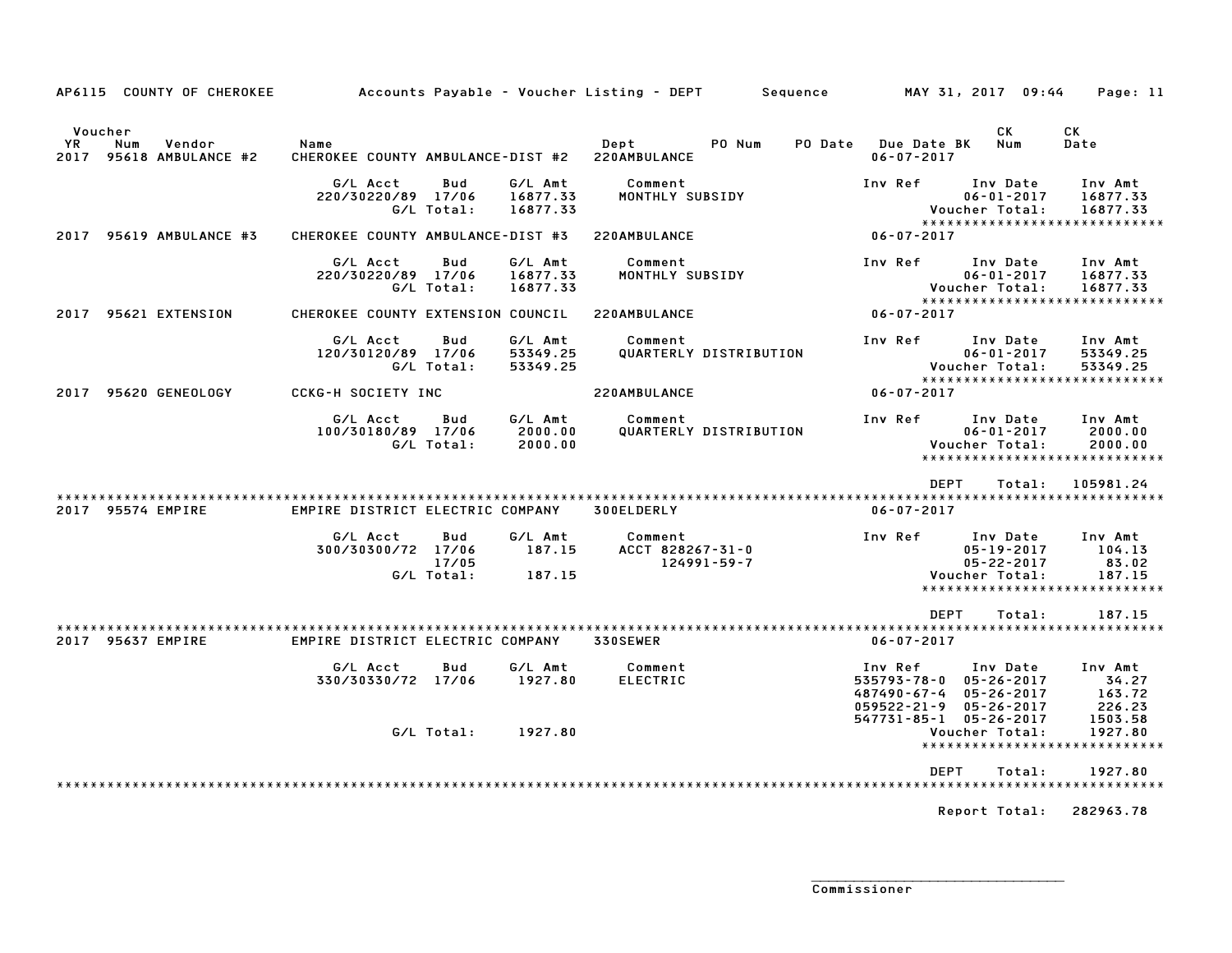AP6115 COUNTY OF CHEROKEE — Accounts Payable - Voucher Listing - DEPT — Sequence — MAY 31, 2017 09:44

| Voucher YR | Num | Vendor | Name | Dept | PO Num | PO Date | Due Date BK | CK Num | CK Date |
|---|---|---|---|---|---|---|---|---|---|
| 2017 | 95618 | AMBULANCE #2 | CHEROKEE COUNTY AMBULANCE-DIST #2 | 220AMBULANCE | | | 06-07-2017 | | |

| G/L Acct | Bud | G/L Amt | Comment | Inv Ref | Inv Date | Inv Amt |
|---|---|---|---|---|---|---|
| 220/30220/89 | 17/06 | 16877.33 | MONTHLY SUBSIDY | | 06-01-2017 | 16877.33 |
| | G/L Total: | 16877.33 | | | Voucher Total: | 16877.33 |

| Voucher YR | Num | Vendor | Name | Dept | Due Date BK |
|---|---|---|---|---|---|
| 2017 | 95619 | AMBULANCE #3 | CHEROKEE COUNTY AMBULANCE-DIST #3 | 220AMBULANCE | 06-07-2017 |

| G/L Acct | Bud | G/L Amt | Comment | Inv Ref | Inv Date | Inv Amt |
|---|---|---|---|---|---|---|
| 220/30220/89 | 17/06 | 16877.33 | MONTHLY SUBSIDY | | 06-01-2017 | 16877.33 |
| | G/L Total: | 16877.33 | | | Voucher Total: | 16877.33 |

| Voucher YR | Num | Vendor | Name | Dept | Due Date BK |
|---|---|---|---|---|---|
| 2017 | 95621 | EXTENSION | CHEROKEE COUNTY EXTENSION COUNCIL | 220AMBULANCE | 06-07-2017 |

| G/L Acct | Bud | G/L Amt | Comment | Inv Ref | Inv Date | Inv Amt |
|---|---|---|---|---|---|---|
| 120/30120/89 | 17/06 | 53349.25 | QUARTERLY DISTRIBUTION | | 06-01-2017 | 53349.25 |
| | G/L Total: | 53349.25 | | | Voucher Total: | 53349.25 |

| Voucher YR | Num | Vendor | Name | Dept | Due Date BK |
|---|---|---|---|---|---|
| 2017 | 95620 | GENEOLOGY | CCKG-H SOCIETY INC | 220AMBULANCE | 06-07-2017 |

| G/L Acct | Bud | G/L Amt | Comment | Inv Ref | Inv Date | Inv Amt |
|---|---|---|---|---|---|---|
| 100/30180/89 | 17/06 | 2000.00 | QUARTERLY DISTRIBUTION | | 06-01-2017 | 2000.00 |
| | G/L Total: | 2000.00 | | | Voucher Total: | 2000.00 |

DEPT Total: 105981.24

| Voucher YR | Num | Vendor | Name | Dept | Due Date BK |
|---|---|---|---|---|---|
| 2017 | 95574 | EMPIRE | EMPIRE DISTRICT ELECTRIC COMPANY | 300ELDERLY | 06-07-2017 |

| G/L Acct | Bud | G/L Amt | Comment | Inv Ref | Inv Date | Inv Amt |
|---|---|---|---|---|---|---|
| 300/30300/72 | 17/06 | 187.15 | ACCT 828267-31-0 | | 05-19-2017 | 104.13 |
| | 17/05 | | 124991-59-7 | | 05-22-2017 | 83.02 |
| | G/L Total: | 187.15 | | | Voucher Total: | 187.15 |

DEPT Total: 187.15

| Voucher YR | Num | Vendor | Name | Dept | Due Date BK |
|---|---|---|---|---|---|
| 2017 | 95637 | EMPIRE | EMPIRE DISTRICT ELECTRIC COMPANY | 330SEWER | 06-07-2017 |

| G/L Acct | Bud | G/L Amt | Comment | Inv Ref | Inv Date | Inv Amt |
|---|---|---|---|---|---|---|
| 330/30330/72 | 17/06 | 1927.80 | ELECTRIC | 535793-78-0 | 05-26-2017 | 34.27 |
| | | | | 487490-67-4 | 05-26-2017 | 163.72 |
| | | | | 059522-21-9 | 05-26-2017 | 226.23 |
| | | | | 547731-85-1 | 05-26-2017 | 1503.58 |
| | G/L Total: | 1927.80 | | | Voucher Total: | 1927.80 |

DEPT Total: 1927.80

Report Total: 282963.78

______________________________
Commissioner